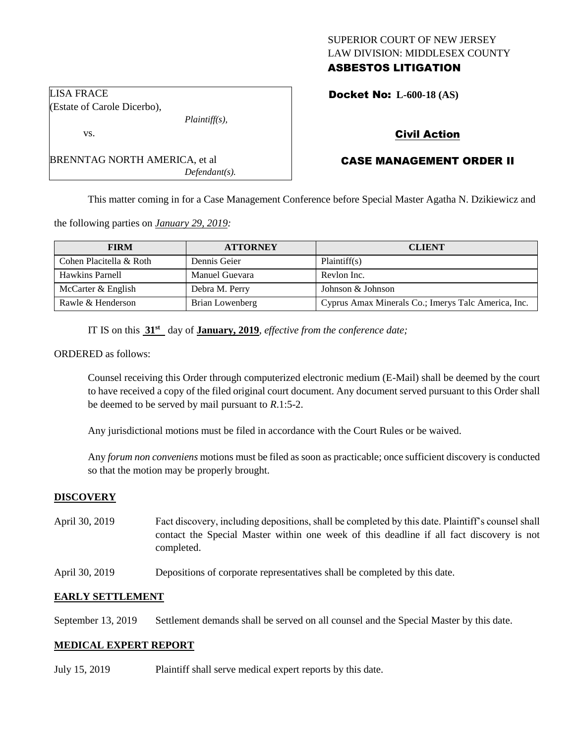SUPERIOR COURT OF NEW JERSEY
LAW DIVISION: MIDDLESEX COUNTY
**ASBESTOS LITIGATION**

LISA FRACE
(Estate of Carole Dicerbo),
*Plaintiff(s),*

vs.

BRENNTAG NORTH AMERICA, et al
*Defendant(s).*

**Docket No: L-600-18 (AS)**

**Civil Action**

**CASE MANAGEMENT ORDER II**

This matter coming in for a Case Management Conference before Special Master Agatha N. Dzikiewicz and the following parties on *January 29, 2019:*

| FIRM | ATTORNEY | CLIENT |
|---|---|---|
| Cohen Placitella & Roth | Dennis Geier | Plaintiff(s) |
| Hawkins Parnell | Manuel Guevara | Revlon Inc. |
| McCarter & English | Debra M. Perry | Johnson & Johnson |
| Rawle & Henderson | Brian Lowenberg | Cyprus Amax Minerals Co.; Imerys Talc America, Inc. |

IT IS on this **31st** day of **January, 2019**, *effective from the conference date;*

ORDERED as follows:

Counsel receiving this Order through computerized electronic medium (E-Mail) shall be deemed by the court to have received a copy of the filed original court document. Any document served pursuant to this Order shall be deemed to be served by mail pursuant to *R*.1:5-2.

Any jurisdictional motions must be filed in accordance with the Court Rules or be waived.

Any *forum non conveniens* motions must be filed as soon as practicable; once sufficient discovery is conducted so that the motion may be properly brought.

## DISCOVERY

April 30, 2019 Fact discovery, including depositions, shall be completed by this date. Plaintiff's counsel shall contact the Special Master within one week of this deadline if all fact discovery is not completed.

April 30, 2019 Depositions of corporate representatives shall be completed by this date.

## EARLY SETTLEMENT

September 13, 2019 Settlement demands shall be served on all counsel and the Special Master by this date.

## MEDICAL EXPERT REPORT

July 15, 2019 Plaintiff shall serve medical expert reports by this date.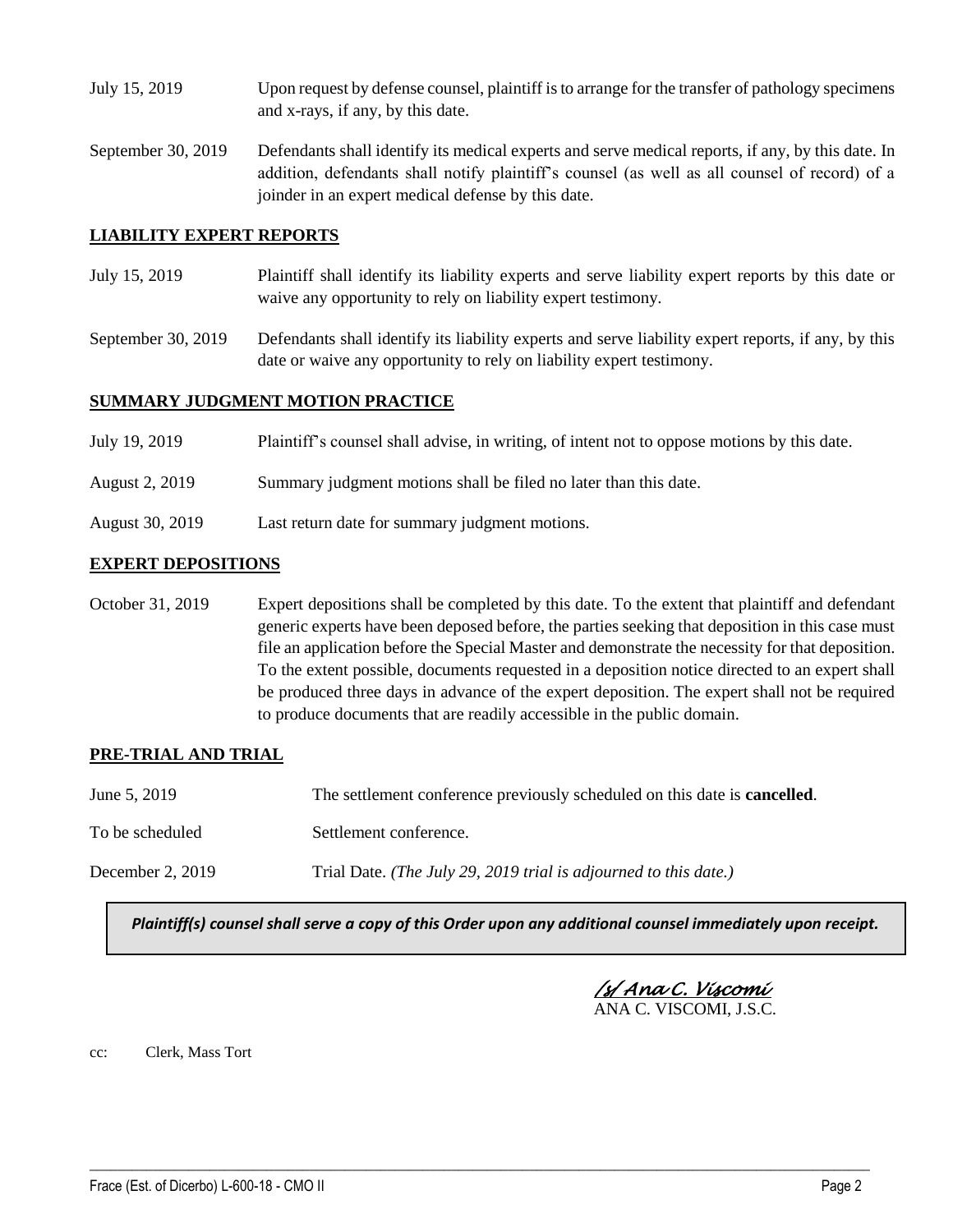| | |
|---|---|
| July 15, 2019 | Upon request by defense counsel, plaintiff is to arrange for the transfer of pathology specimens and x-rays, if any, by this date. |
| September 30, 2019 | Defendants shall identify its medical experts and serve medical reports, if any, by this date. In addition, defendants shall notify plaintiff's counsel (as well as all counsel of record) of a joinder in an expert medical defense by this date. |

## LIABILITY EXPERT REPORTS

| | |
|---|---|
| July 15, 2019 | Plaintiff shall identify its liability experts and serve liability expert reports by this date or waive any opportunity to rely on liability expert testimony. |
| September 30, 2019 | Defendants shall identify its liability experts and serve liability expert reports, if any, by this date or waive any opportunity to rely on liability expert testimony. |

## SUMMARY JUDGMENT MOTION PRACTICE

| | |
|---|---|
| July 19, 2019 | Plaintiff's counsel shall advise, in writing, of intent not to oppose motions by this date. |
| August 2, 2019 | Summary judgment motions shall be filed no later than this date. |
| August 30, 2019 | Last return date for summary judgment motions. |

## EXPERT DEPOSITIONS

| | |
|---|---|
| October 31, 2019 | Expert depositions shall be completed by this date. To the extent that plaintiff and defendant generic experts have been deposed before, the parties seeking that deposition in this case must file an application before the Special Master and demonstrate the necessity for that deposition. To the extent possible, documents requested in a deposition notice directed to an expert shall be produced three days in advance of the expert deposition. The expert shall not be required to produce documents that are readily accessible in the public domain. |

## PRE-TRIAL AND TRIAL

| | |
|---|---|
| June 5, 2019 | The settlement conference previously scheduled on this date is **cancelled**. |
| To be scheduled | Settlement conference. |
| December 2, 2019 | Trial Date. *(The July 29, 2019 trial is adjourned to this date.)* |

***Plaintiff(s) counsel shall serve a copy of this Order upon any additional counsel immediately upon receipt.***

*/s/ Ana C. Viscomi*
ANA C. VISCOMI, J.S.C.

cc: Clerk, Mass Tort